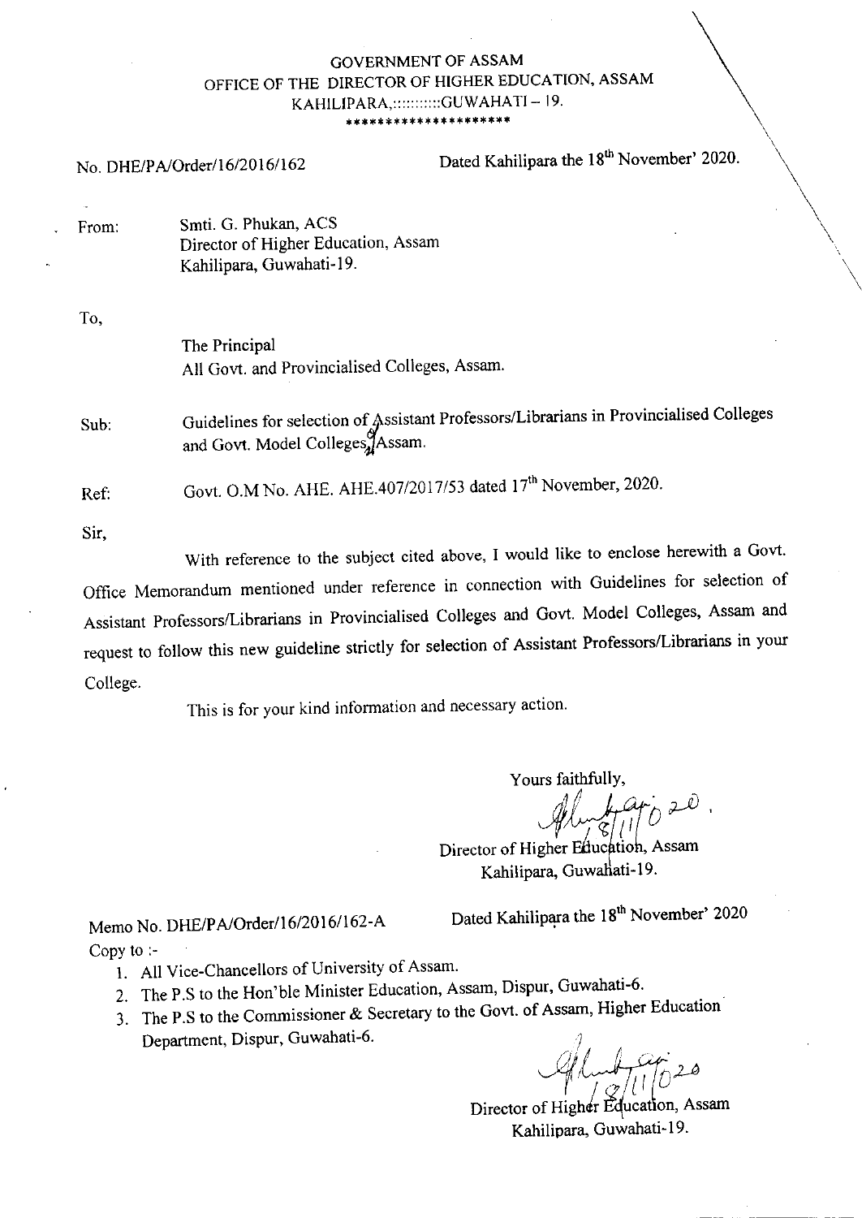GOVERNMENT OF ASSAM
OFFICE OF THE DIRECTOR OF HIGHER EDUCATION, ASSAM
KAHILIPARA,::::::::::GUWAHATI – 19.
*********************

No. DHE/PA/Order/16/2016/162 Dated Kahilipara the 18th November' 2020.

From: Smti. G. Phukan, ACS
Director of Higher Education, Assam
Kahilipara, Guwahati-19.

To,

The Principal
All Govt. and Provincialised Colleges, Assam.

Sub: Guidelines for selection of Assistant Professors/Librarians in Provincialised Colleges and Govt. Model Colleges, Assam.

Ref: Govt. O.M No. AHE. AHE.407/2017/53 dated 17th November, 2020.

Sir,

With reference to the subject cited above, I would like to enclose herewith a Govt. Office Memorandum mentioned under reference in connection with Guidelines for selection of Assistant Professors/Librarians in Provincialised Colleges and Govt. Model Colleges, Assam and request to follow this new guideline strictly for selection of Assistant Professors/Librarians in your College.

This is for your kind information and necessary action.

Yours faithfully,

18/11/2020

Director of Higher Education, Assam
Kahilipara, Guwahati-19.

Memo No. DHE/PA/Order/16/2016/162-A Dated Kahilipara the 18th November' 2020

Copy to :-

1. All Vice-Chancellors of University of Assam.
2. The P.S to the Hon'ble Minister Education, Assam, Dispur, Guwahati-6.
3. The P.S to the Commissioner & Secretary to the Govt. of Assam, Higher Education Department, Dispur, Guwahati-6.

18/11/2020

Director of Higher Education, Assam
Kahilipara, Guwahati-19.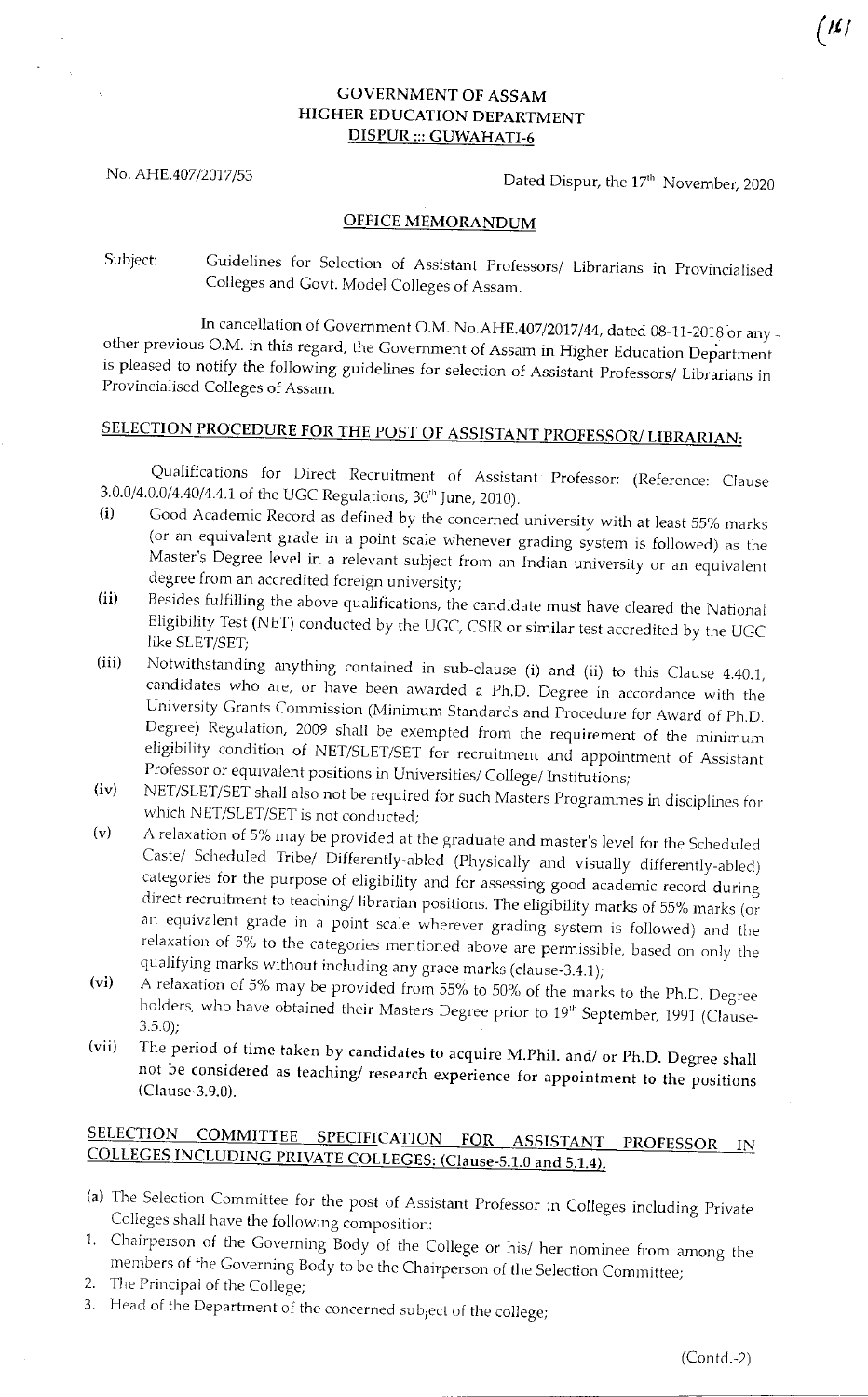# GOVERNMENT OF ASSAM
# HIGHER EDUCATION DEPARTMENT
## DISPUR ::: GUWAHATI-6

No. AHE.407/2017/53 Dated Dispur, the 17th November, 2020

## OFFICE MEMORANDUM

Subject: Guidelines for Selection of Assistant Professors/ Librarians in Provincialised Colleges and Govt. Model Colleges of Assam.

In cancellation of Government O.M. No.AHE.407/2017/44, dated 08-11-2018 or any other previous O.M. in this regard, the Government of Assam in Higher Education Department is pleased to notify the following guidelines for selection of Assistant Professors/ Librarians in Provincialised Colleges of Assam.

## SELECTION PROCEDURE FOR THE POST OF ASSISTANT PROFESSOR/ LIBRARIAN:

Qualifications for Direct Recruitment of Assistant Professor: (Reference: Clause 3.0.0/4.0.0/4.40/4.4.1 of the UGC Regulations, 30th June, 2010).

(i) Good Academic Record as defined by the concerned university with at least 55% marks (or an equivalent grade in a point scale whenever grading system is followed) as the Master's Degree level in a relevant subject from an Indian university or an equivalent degree from an accredited foreign university;

(ii) Besides fulfilling the above qualifications, the candidate must have cleared the National Eligibility Test (NET) conducted by the UGC, CSIR or similar test accredited by the UGC like SLET/SET;

(iii) Notwithstanding anything contained in sub-clause (i) and (ii) to this Clause 4.40.1, candidates who are, or have been awarded a Ph.D. Degree in accordance with the University Grants Commission (Minimum Standards and Procedure for Award of Ph.D. Degree) Regulation, 2009 shall be exempted from the requirement of the minimum eligibility condition of NET/SLET/SET for recruitment and appointment of Assistant Professor or equivalent positions in Universities/ College/ Institutions;

(iv) NET/SLET/SET shall also not be required for such Masters Programmes in disciplines for which NET/SLET/SET is not conducted;

(v) A relaxation of 5% may be provided at the graduate and master's level for the Scheduled Caste/ Scheduled Tribe/ Differently-abled (Physically and visually differently-abled) categories for the purpose of eligibility and for assessing good academic record during direct recruitment to teaching/ librarian positions. The eligibility marks of 55% marks (or an equivalent grade in a point scale wherever grading system is followed) and the relaxation of 5% to the categories mentioned above are permissible, based on only the qualifying marks without including any grace marks (clause-3.4.1);

(vi) A relaxation of 5% may be provided from 55% to 50% of the marks to the Ph.D. Degree holders, who have obtained their Masters Degree prior to 19th September, 1991 (Clause-3.5.0);

(vii) The period of time taken by candidates to acquire M.Phil. and/ or Ph.D. Degree shall not be considered as teaching/ research experience for appointment to the positions (Clause-3.9.0).

## SELECTION COMMITTEE SPECIFICATION FOR ASSISTANT PROFESSOR IN COLLEGES INCLUDING PRIVATE COLLEGES: (Clause-5.1.0 and 5.1.4).

(a) The Selection Committee for the post of Assistant Professor in Colleges including Private Colleges shall have the following composition:

1. Chairperson of the Governing Body of the College or his/ her nominee from among the members of the Governing Body to be the Chairperson of the Selection Committee;
2. The Principal of the College;
3. Head of the Department of the concerned subject of the college;

(Contd.-2)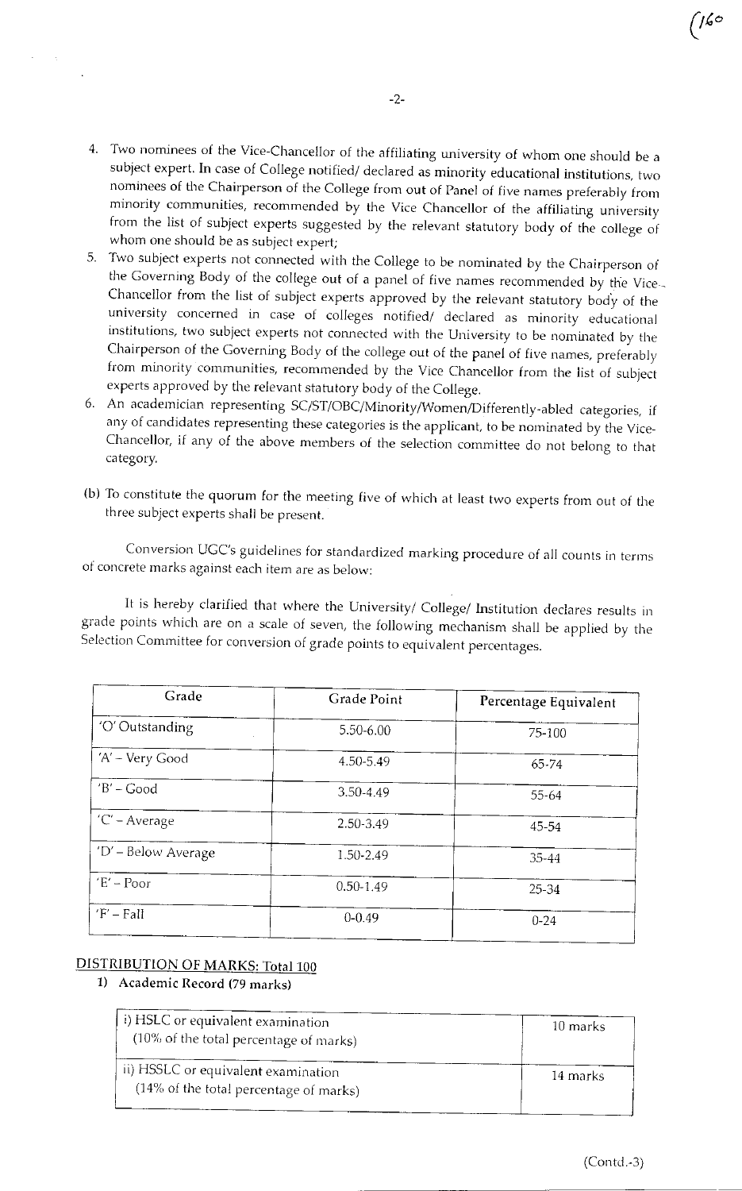4. Two nominees of the Vice-Chancellor of the affiliating university of whom one should be a subject expert. In case of College notified/ declared as minority educational institutions, two nominees of the Chairperson of the College from out of Panel of five names preferably from minority communities, recommended by the Vice Chancellor of the affiliating university from the list of subject experts suggested by the relevant statutory body of the college of whom one should be as subject expert;
5. Two subject experts not connected with the College to be nominated by the Chairperson of the Governing Body of the college out of a panel of five names recommended by the Vice-Chancellor from the list of subject experts approved by the relevant statutory body of the university concerned in case of colleges notified/ declared as minority educational institutions, two subject experts not connected with the University to be nominated by the Chairperson of the Governing Body of the college out of the panel of five names, preferably from minority communities, recommended by the Vice Chancellor from the list of subject experts approved by the relevant statutory body of the College.
6. An academician representing SC/ST/OBC/Minority/Women/Differently-abled categories, if any of candidates representing these categories is the applicant, to be nominated by the Vice-Chancellor, if any of the above members of the selection committee do not belong to that category.

(b) To constitute the quorum for the meeting five of which at least two experts from out of the three subject experts shall be present.

Conversion UGC's guidelines for standardized marking procedure of all counts in terms of concrete marks against each item are as below:

It is hereby clarified that where the University/ College/ Institution declares results in grade points which are on a scale of seven, the following mechanism shall be applied by the Selection Committee for conversion of grade points to equivalent percentages.

| Grade | Grade Point | Percentage Equivalent |
|---|---|---|
| 'O' Outstanding | 5.50-6.00 | 75-100 |
| 'A' – Very Good | 4.50-5.49 | 65-74 |
| 'B' – Good | 3.50-4.49 | 55-64 |
| 'C' – Average | 2.50-3.49 | 45-54 |
| 'D' – Below Average | 1.50-2.49 | 35-44 |
| 'E' – Poor | 0.50-1.49 | 25-34 |
| 'F' – Fail | 0-0.49 | 0-24 |

**DISTRIBUTION OF MARKS: Total 100**

1) **Academic Record (79 marks)**

| | |
|---|---|
| i) HSLC or equivalent examination (10% of the total percentage of marks) | 10 marks |
| ii) HSSLC or equivalent examination (14% of the total percentage of marks) | 14 marks |

(Contd.-3)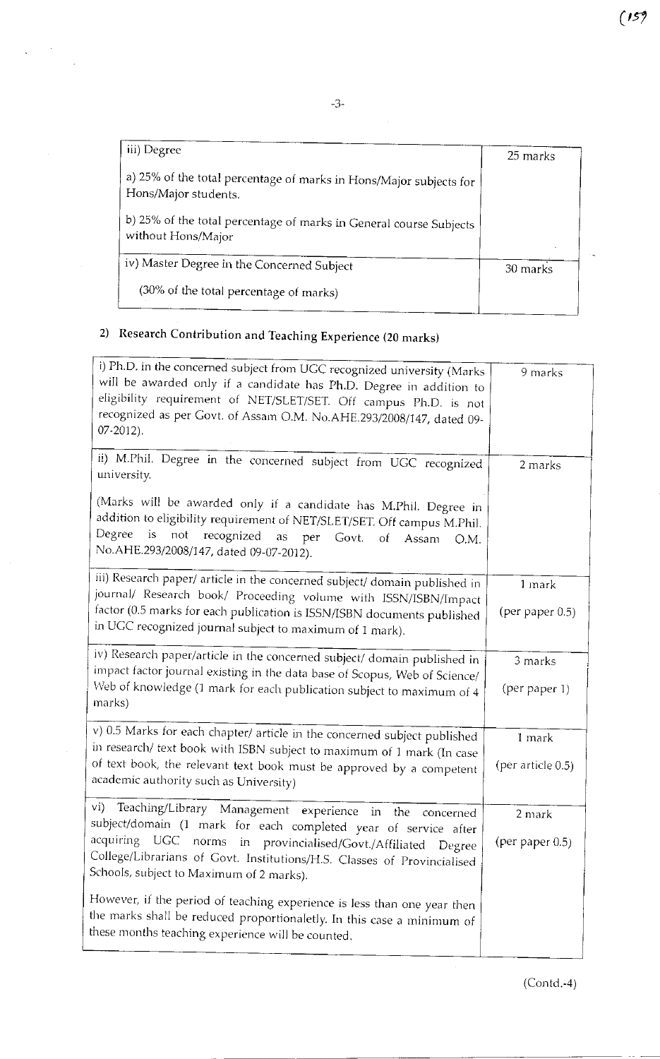| iii) Degree<br><br>a) 25% of the total percentage of marks in Hons/Major subjects for Hons/Major students.<br><br>b) 25% of the total percentage of marks in General course Subjects without Hons/Major | 25 marks |
|---|---|
| iv) Master Degree in the Concerned Subject<br><br>(30% of the total percentage of marks) | 30 marks |

## 2) Research Contribution and Teaching Experience (20 marks)

| i) Ph.D. in the concerned subject from UGC recognized university (Marks will be awarded only if a candidate has Ph.D. Degree in addition to eligibility requirement of NET/SLET/SET. Off campus Ph.D. is not recognized as per Govt. of Assam O.M. No.AHE.293/2008/147, dated 09-07-2012). | 9 marks |
|---|---|
| ii) M.Phil. Degree in the concerned subject from UGC recognized university.<br><br>(Marks will be awarded only if a candidate has M.Phil. Degree in addition to eligibility requirement of NET/SLET/SET. Off campus M.Phil. Degree is not recognized as per Govt. of Assam O.M. No.AHE.293/2008/147, dated 09-07-2012). | 2 marks |
| iii) Research paper/ article in the concerned subject/ domain published in journal/ Research book/ Proceeding volume with ISSN/ISBN/Impact factor (0.5 marks for each publication is ISSN/ISBN documents published in UGC recognized journal subject to maximum of 1 mark). | 1 mark<br><br>(per paper 0.5) |
| iv) Research paper/article in the concerned subject/ domain published in impact factor journal existing in the data base of Scopus, Web of Science/ Web of knowledge (1 mark for each publication subject to maximum of 4 marks) | 3 marks<br><br>(per paper 1) |
| v) 0.5 Marks for each chapter/ article in the concerned subject published in research/ text book with ISBN subject to maximum of 1 mark (In case of text book, the relevant text book must be approved by a competent academic authority such as University) | 1 mark<br><br>(per article 0.5) |
| vi) Teaching/Library Management experience in the concerned subject/domain (1 mark for each completed year of service after acquiring UGC norms in provincialised/Govt./Affiliated Degree College/Librarians of Govt. Institutions/H.S. Classes of Provincialised Schools, subject to Maximum of 2 marks).<br><br>However, if the period of teaching experience is less than one year then the marks shall be reduced proportionaletly. In this case a minimum of these months teaching experience will be counted. | 2 mark<br><br>(per paper 0.5) |

(Contd.-4)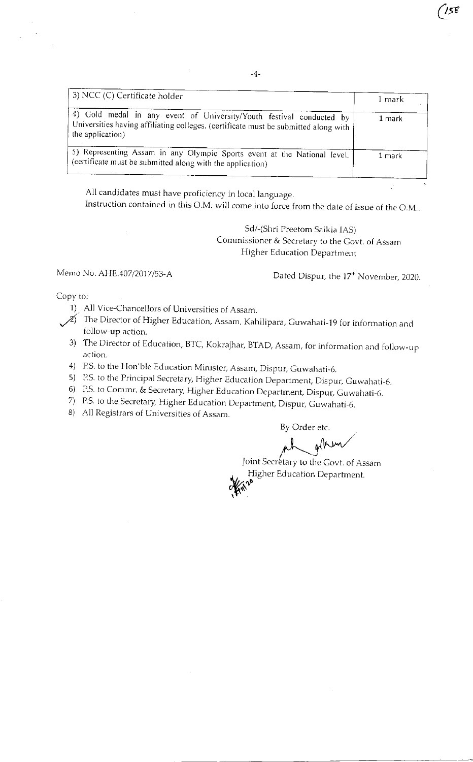| | |
|---|---|
| 3) NCC (C) Certificate holder | 1 mark |
| 4) Gold medal in any event of University/Youth festival conducted by Universities having affiliating colleges. (certificate must be submitted along with the application) | 1 mark |
| 5) Representing Assam in any Olympic Sports event at the National level. (certificate must be submitted along with the application) | 1 mark |

All candidates must have proficiency in local language.
Instruction contained in this O.M. will come into force from the date of issue of the O.M..

Sd/-(Shri Preetom Saikia IAS)
Commissioner & Secretary to the Govt. of Assam
Higher Education Department

Memo No. AHE.407/2017/53-A

Dated Dispur, the 17th November, 2020.

Copy to:

1) All Vice-Chancellors of Universities of Assam.
2) The Director of Higher Education, Assam, Kahilipara, Guwahati-19 for information and follow-up action.
3) The Director of Education, BTC, Kokrajhar, BTAD, Assam, for information and follow-up action.
4) P.S. to the Hon'ble Education Minister, Assam, Dispur, Guwahati-6.
5) P.S. to the Principal Secretary, Higher Education Department, Dispur, Guwahati-6.
6) P.S. to Commr. & Secretary, Higher Education Department, Dispur, Guwahati-6.
7) P.S. to the Secretary, Higher Education Department, Dispur, Guwahati-6.
8) All Registrars of Universities of Assam.

By Order etc.

Joint Secretary to the Govt. of Assam
Higher Education Department.